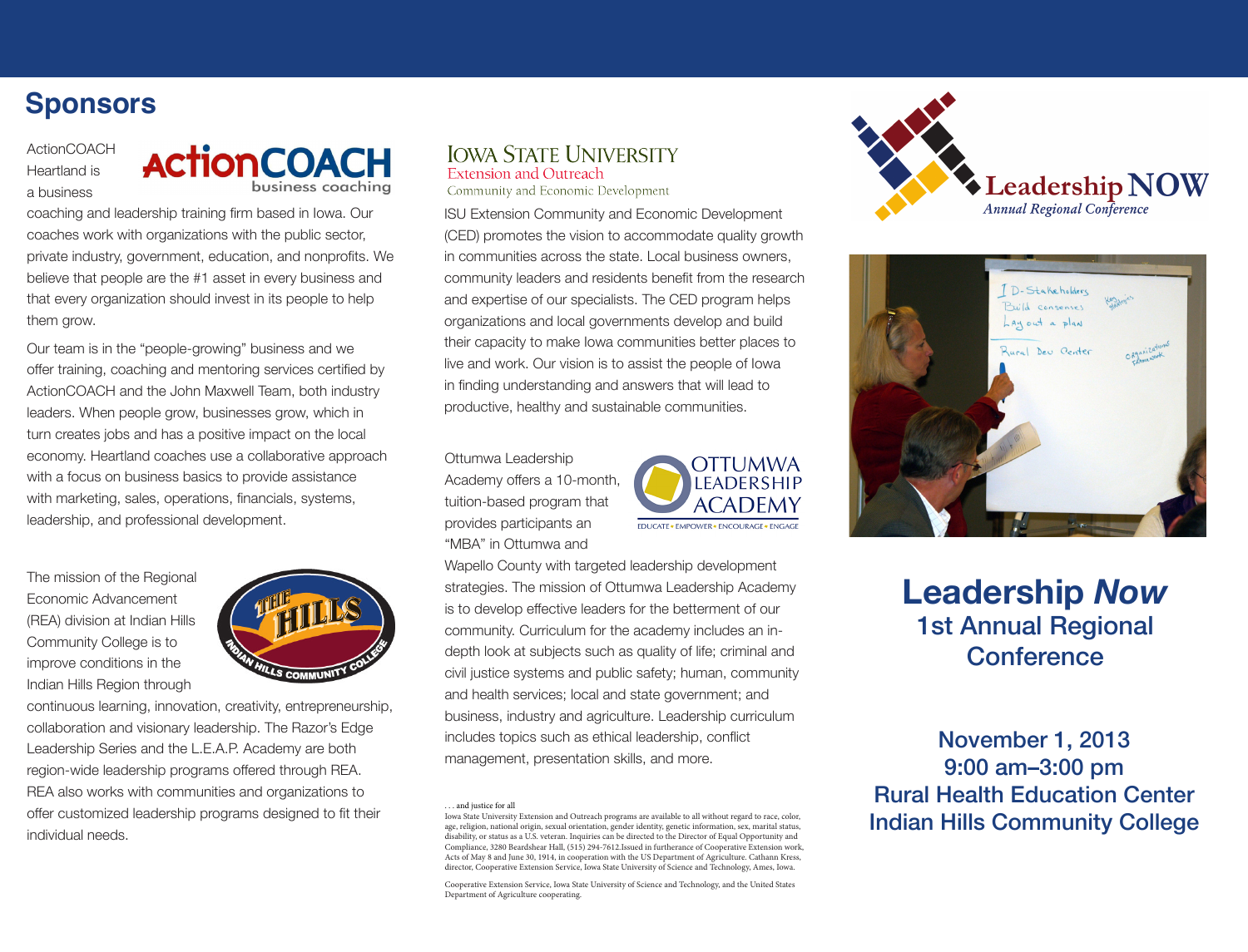## Sponsors

ActionCOACH Heartland is a business coaching and leadership training firm based in Iowa. Our coaches work with organizations with the public sector, private industry, government, education, and nonprofits. We believe that people are the #1 asset in every business and that every organization should invest in its people to help them grow.

Our team is in the "people-growing" business and we offer training, coaching and mentoring services certified by ActionCOACH and the John Maxwell Team, both industry leaders. When people grow, businesses grow, which in turn creates jobs and has a positive impact on the local economy. Heartland coaches use a collaborative approach with a focus on business basics to provide assistance with marketing, sales, operations, financials, systems, leadership, and professional development.

The mission of the Regional Economic Advancement (REA) division at Indian Hills Community College is to improve conditions in the Indian Hills Region through continuous learning, innovation, creativity, entrepreneurship, collaboration and visionary leadership. The Razor's Edge Leadership Series and the L.E.A.P. Academy are both region-wide leadership programs offered through REA. REA also works with communities and organizations to offer customized leadership programs designed to fit their individual needs.

**Iowa State University**
Extension and Outreach
Community and Economic Development

ISU Extension Community and Economic Development (CED) promotes the vision to accommodate quality growth in communities across the state. Local business owners, community leaders and residents benefit from the research and expertise of our specialists. The CED program helps organizations and local governments develop and build their capacity to make Iowa communities better places to live and work. Our vision is to assist the people of Iowa in finding understanding and answers that will lead to productive, healthy and sustainable communities.

Ottumwa Leadership Academy offers a 10-month, tuition-based program that provides participants an "MBA" in Ottumwa and Wapello County with targeted leadership development strategies. The mission of Ottumwa Leadership Academy is to develop effective leaders for the betterment of our community. Curriculum for the academy includes an in-depth look at subjects such as quality of life; criminal and civil justice systems and public safety; human, community and health services; local and state government; and business, industry and agriculture. Leadership curriculum includes topics such as ethical leadership, conflict management, presentation skills, and more.

. . . and justice for all
Iowa State University Extension and Outreach programs are available to all without regard to race, color, age, religion, national origin, sexual orientation, gender identity, genetic information, sex, marital status, disability, or status as a U.S. veteran. Inquiries can be directed to the Director of Equal Opportunity and Compliance, 3280 Beardshear Hall, (515) 294-7612.Issued in furtherance of Cooperative Extension work, Acts of May 8 and June 30, 1914, in cooperation with the US Department of Agriculture. Cathann Kress, director, Cooperative Extension Service, Iowa State University of Science and Technology, Ames, Iowa.

Cooperative Extension Service, Iowa State University of Science and Technology, and the United States Department of Agriculture cooperating.

**Leadership NOW**
*Annual Regional Conference*

# Leadership *Now*
## 1st Annual Regional Conference

**November 1, 2013**
**9:00 am–3:00 pm**
**Rural Health Education Center**
**Indian Hills Community College**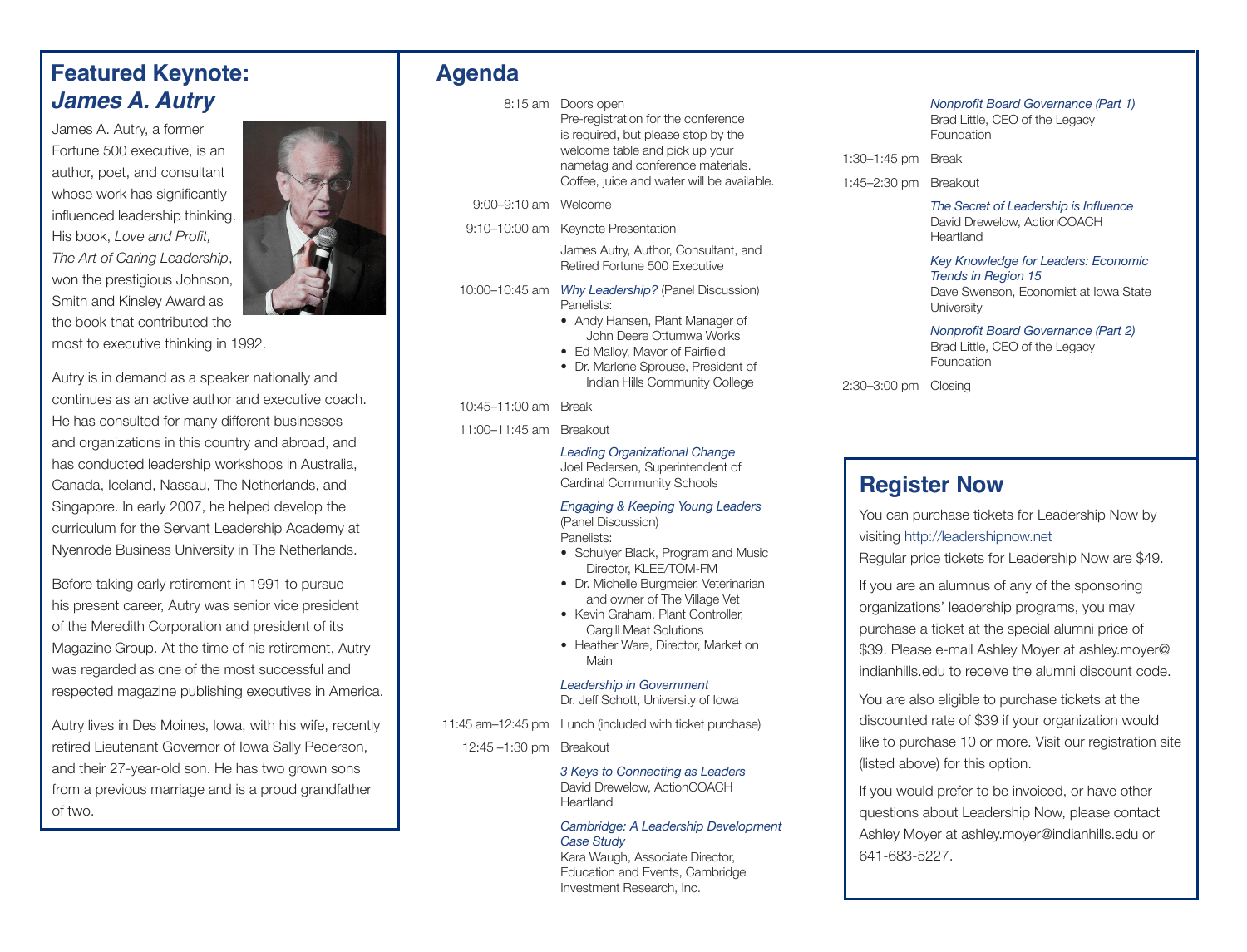## Featured Keynote: *James A. Autry*

James A. Autry, a former Fortune 500 executive, is an author, poet, and consultant whose work has significantly influenced leadership thinking. His book, *Love and Profit, The Art of Caring Leadership*, won the prestigious Johnson, Smith and Kinsley Award as the book that contributed the most to executive thinking in 1992.

Autry is in demand as a speaker nationally and continues as an active author and executive coach. He has consulted for many different businesses and organizations in this country and abroad, and has conducted leadership workshops in Australia, Canada, Iceland, Nassau, The Netherlands, and Singapore. In early 2007, he helped develop the curriculum for the Servant Leadership Academy at Nyenrode Business University in The Netherlands.

Before taking early retirement in 1991 to pursue his present career, Autry was senior vice president of the Meredith Corporation and president of its Magazine Group. At the time of his retirement, Autry was regarded as one of the most successful and respected magazine publishing executives in America.

Autry lives in Des Moines, Iowa, with his wife, recently retired Lieutenant Governor of Iowa Sally Pederson, and their 27-year-old son. He has two grown sons from a previous marriage and is a proud grandfather of two.

## Agenda

**8:15 am** Doors open
Pre-registration for the conference is required, but please stop by the welcome table and pick up your nametag and conference materials. Coffee, juice and water will be available.

**9:00–9:10 am** Welcome

**9:10–10:00 am** Keynote Presentation
James Autry, Author, Consultant, and Retired Fortune 500 Executive

**10:00–10:45 am** *Why Leadership?* (Panel Discussion)
Panelists:
- Andy Hansen, Plant Manager of John Deere Ottumwa Works
- Ed Malloy, Mayor of Fairfield
- Dr. Marlene Sprouse, President of Indian Hills Community College

**10:45–11:00 am** Break

**11:00–11:45 am** Breakout

*Leading Organizational Change*
Joel Pedersen, Superintendent of Cardinal Community Schools

*Engaging & Keeping Young Leaders* (Panel Discussion)
Panelists:
- Schulyer Black, Program and Music Director, KLEE/TOM-FM
- Dr. Michelle Burgmeier, Veterinarian and owner of The Village Vet
- Kevin Graham, Plant Controller, Cargill Meat Solutions
- Heather Ware, Director, Market on Main

*Leadership in Government*
Dr. Jeff Schott, University of Iowa

**11:45 am–12:45 pm** Lunch (included with ticket purchase)

**12:45 –1:30 pm** Breakout

*3 Keys to Connecting as Leaders*
David Drewelow, ActionCOACH Heartland

*Cambridge: A Leadership Development Case Study*
Kara Waugh, Associate Director, Education and Events, Cambridge Investment Research, Inc.

*Nonprofit Board Governance (Part 1)*
Brad Little, CEO of the Legacy Foundation

**1:30–1:45 pm** Break

**1:45–2:30 pm** Breakout

*The Secret of Leadership is Influence*
David Drewelow, ActionCOACH Heartland

*Key Knowledge for Leaders: Economic Trends in Region 15*
Dave Swenson, Economist at Iowa State University

*Nonprofit Board Governance (Part 2)*
Brad Little, CEO of the Legacy Foundation

**2:30–3:00 pm** Closing

## Register Now

You can purchase tickets for Leadership Now by visiting http://leadershipnow.net
Regular price tickets for Leadership Now are $49.

If you are an alumnus of any of the sponsoring organizations' leadership programs, you may purchase a ticket at the special alumni price of $39. Please e-mail Ashley Moyer at ashley.moyer@indianhills.edu to receive the alumni discount code.

You are also eligible to purchase tickets at the discounted rate of $39 if your organization would like to purchase 10 or more. Visit our registration site (listed above) for this option.

If you would prefer to be invoiced, or have other questions about Leadership Now, please contact Ashley Moyer at ashley.moyer@indianhills.edu or 641-683-5227.